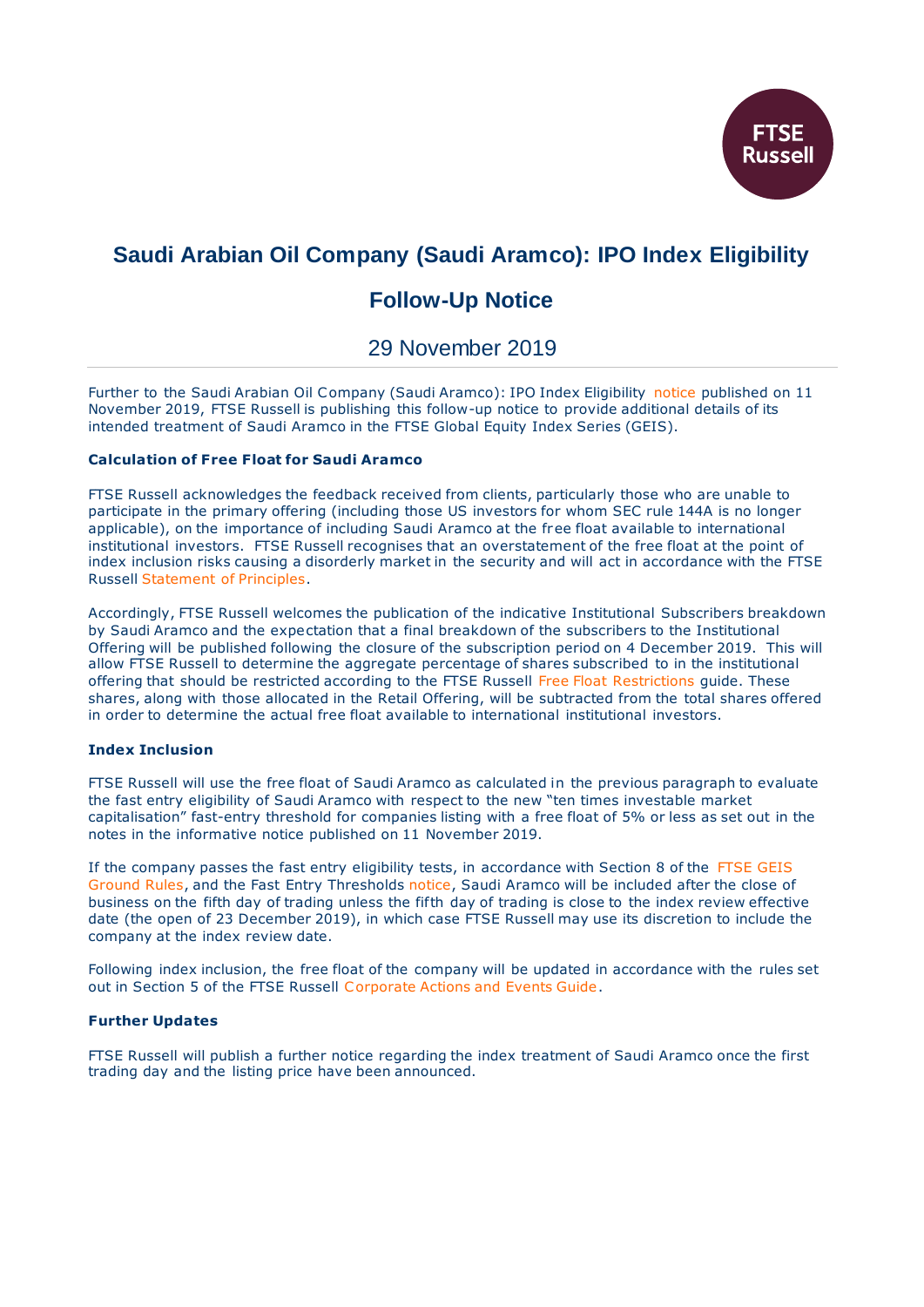# Saudi Arabian Oil Company (Saudi Aramco): IPO Index Eligibility Follow-Up Notice

29 November 2019

Further to the Saudi Arabian Oil Company (Saudi Aramco): IPO Index Eligibility notice published on 11 November 2019, FTSE Russell is publishing this follow-up notice to provide additional details of its intended treatment of Saudi Aramco in the FTSE Global Equity Index Series (GEIS).

### Calculation of Free Float for Saudi Aramco

FTSE Russell acknowledges the feedback received from clients, particularly those who are unable to participate in the primary offering (including those US investors for whom SEC rule 144A is no longer applicable), on the importance of including Saudi Aramco at the free float available to international institutional investors. FTSE Russell recognises that an overstatement of the free float at the point of index inclusion risks causing a disorderly market in the security and will act in accordance with the FTSE Russell Statement of Principles.

Accordingly, FTSE Russell welcomes the publication of the indicative Institutional Subscribers breakdown by Saudi Aramco and the expectation that a final breakdown of the subscribers to the Institutional Offering will be published following the closure of the subscription period on 4 December 2019. This will allow FTSE Russell to determine the aggregate percentage of shares subscribed to in the institutional offering that should be restricted according to the FTSE Russell Free Float Restrictions guide. These shares, along with those allocated in the Retail Offering, will be subtracted from the total shares offered in order to determine the actual free float available to international institutional investors.

### Index Inclusion

FTSE Russell will use the free float of Saudi Aramco as calculated in the previous paragraph to evaluate the fast entry eligibility of Saudi Aramco with respect to the new "ten times investable market capitalisation" fast-entry threshold for companies listing with a free float of 5% or less as set out in the notes in the informative notice published on 11 November 2019.

If the company passes the fast entry eligibility tests, in accordance with Section 8 of the FTSE GEIS Ground Rules, and the Fast Entry Thresholds notice, Saudi Aramco will be included after the close of business on the fifth day of trading unless the fifth day of trading is close to the index review effective date (the open of 23 December 2019), in which case FTSE Russell may use its discretion to include the company at the index review date.

Following index inclusion, the free float of the company will be updated in accordance with the rules set out in Section 5 of the FTSE Russell Corporate Actions and Events Guide.

### Further Updates

FTSE Russell will publish a further notice regarding the index treatment of Saudi Aramco once the first trading day and the listing price have been announced.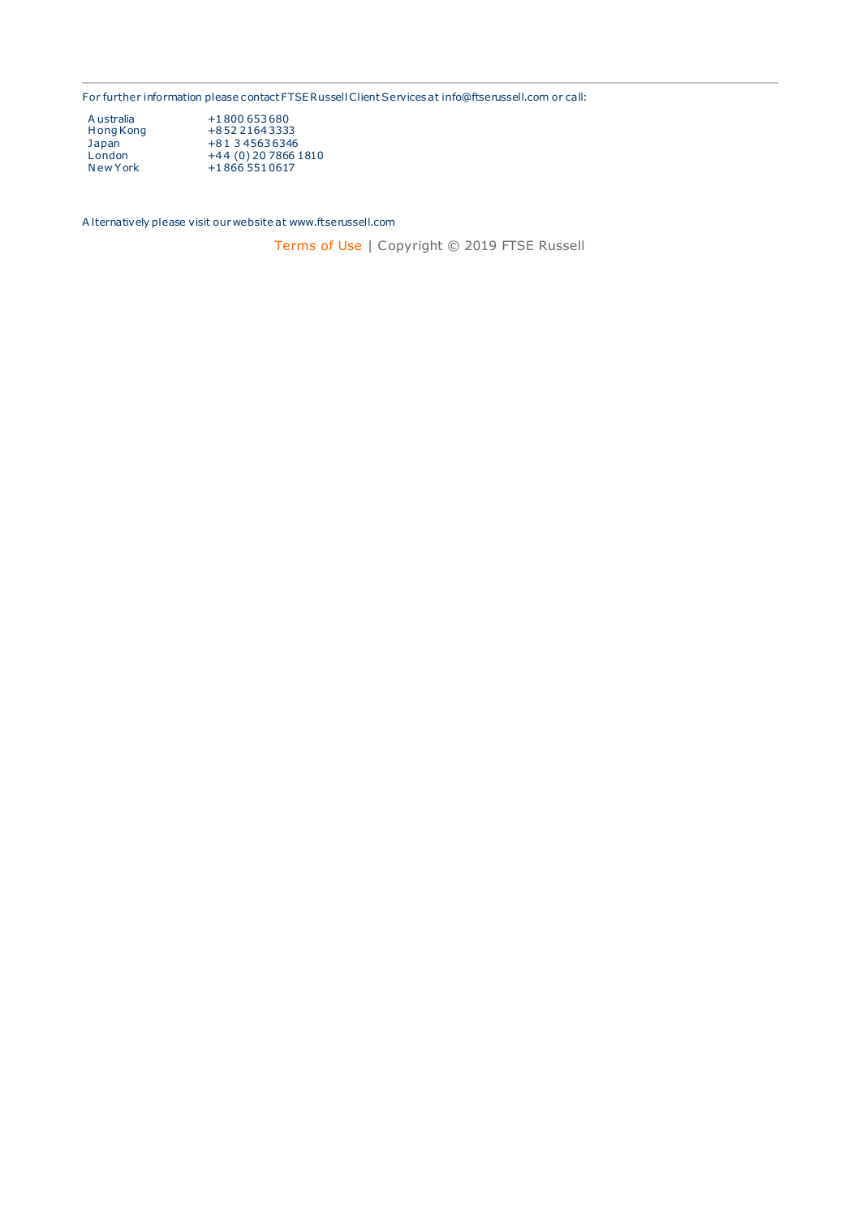For further information please contact FTSE Russell Client Services at info@ftserussell.com or call:

| | |
|---|---|
| Australia | +1 800 653 680 |
| Hong Kong | +852 2164 3333 |
| Japan | +81 3 4563 6346 |
| London | +44 (0) 20 7866 1810 |
| New York | +1 866 551 0617 |

Alternatively please visit our website at www.ftserussell.com

Terms of Use | Copyright © 2019 FTSE Russell